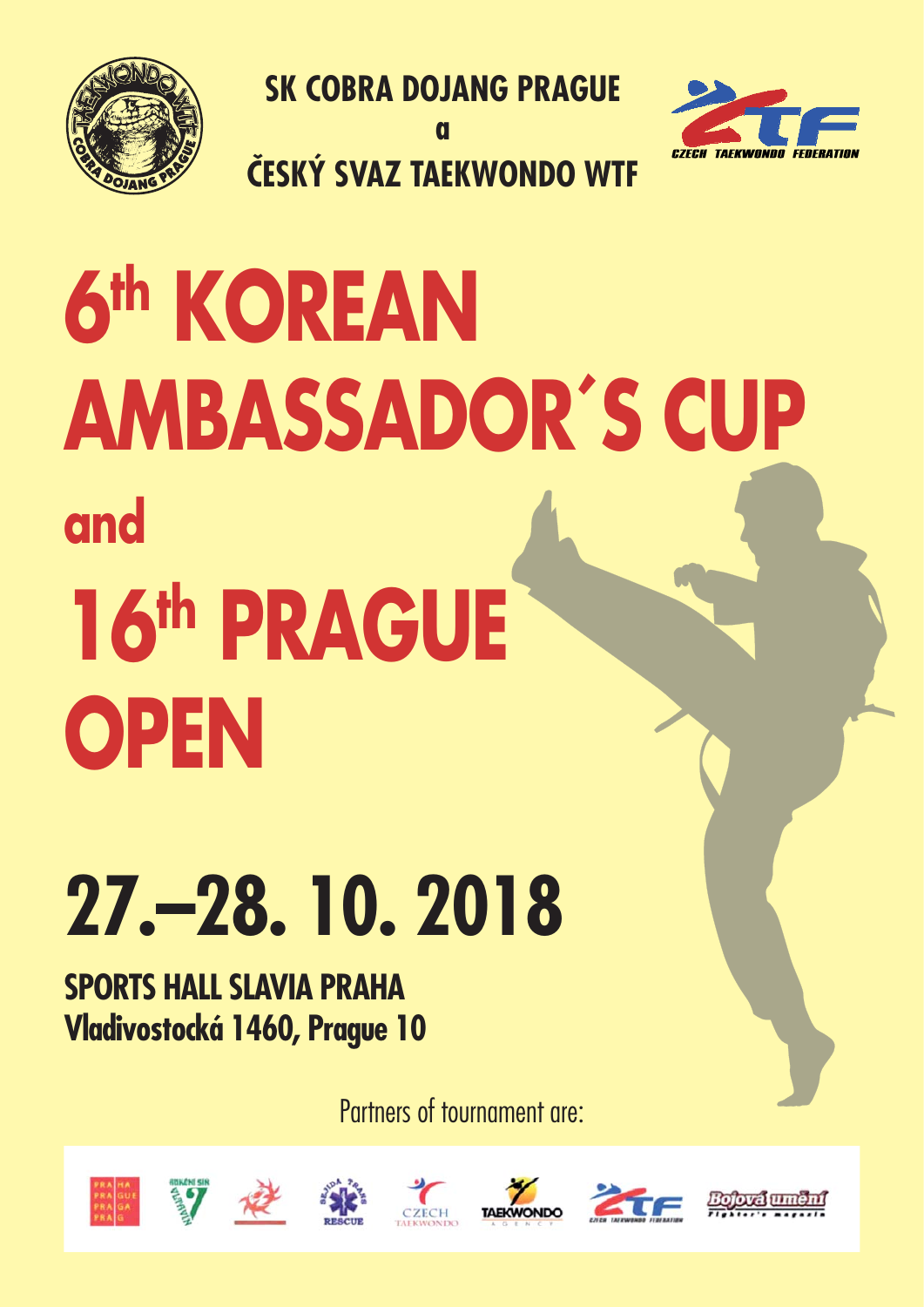SK COBRA DOJANG PRAGUE

a

ČESKÝ SVAZ TAEKWONDO WTF

# 6th KOREAN AMBASSADOR´S CUP

## and

# 16th PRAGUE OPEN

## 27.–28. 10. 2018

**SPORTS HALL SLAVIA PRAHA**
**Vladivostocká 1460, Prague 10**

Partners of tournament are: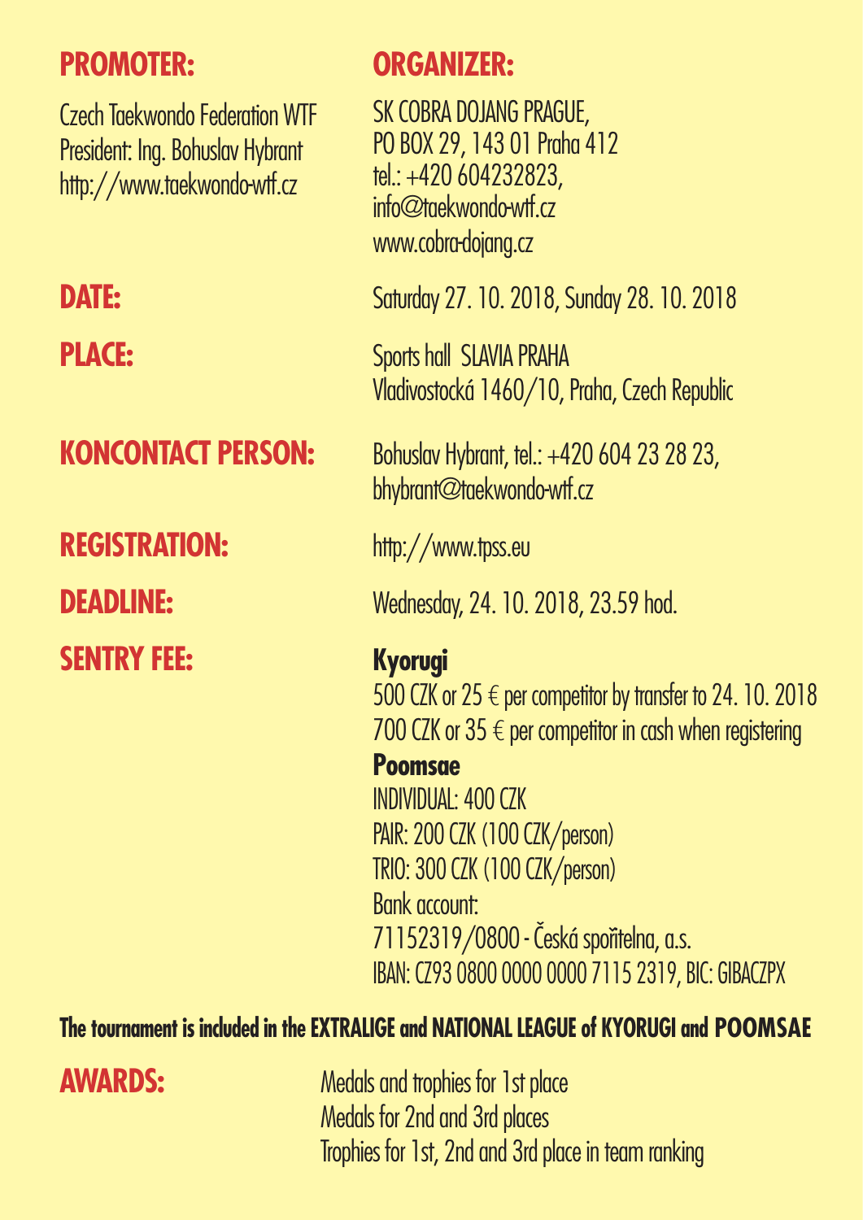**PROMOTER:**

Czech Taekwondo Federation WTF
President: Ing. Bohuslav Hybrant
http://www.taekwondo-wtf.cz

**ORGANIZER:**

SK COBRA DOJANG PRAGUE,
PO BOX 29, 143 01 Praha 412
tel.: +420 604232823,
info@taekwondo-wtf.cz
www.cobra-dojang.cz

**DATE:** Saturday 27. 10. 2018, Sunday 28. 10. 2018

**PLACE:** Sports hall SLAVIA PRAHA
Vladivostocká 1460/10, Praha, Czech Republic

**KONCONTACT PERSON:** Bohuslav Hybrant, tel.: +420 604 23 28 23,
bhybrant@taekwondo-wtf.cz

**REGISTRATION:** http://www.tpss.eu

**DEADLINE:** Wednesday, 24. 10. 2018, 23.59 hod.

**SENTRY FEE:**

**Kyorugi**
500 CZK or 25 € per competitor by transfer to 24. 10. 2018
700 CZK or 35 € per competitor in cash when registering

**Poomsae**
INDIVIDUAL: 400 CZK
PAIR: 200 CZK (100 CZK/person)
TRIO: 300 CZK (100 CZK/person)
Bank account:
71152319/0800 - Česká spořitelna, a.s.
IBAN: CZ93 0800 0000 0000 7115 2319, BIC: GIBACZPX

**The tournament is included in the EXTRALIGE and NATIONAL LEAGUE of KYORUGI and POOMSAE**

**AWARDS:**

Medals and trophies for 1st place
Medals for 2nd and 3rd places
Trophies for 1st, 2nd and 3rd place in team ranking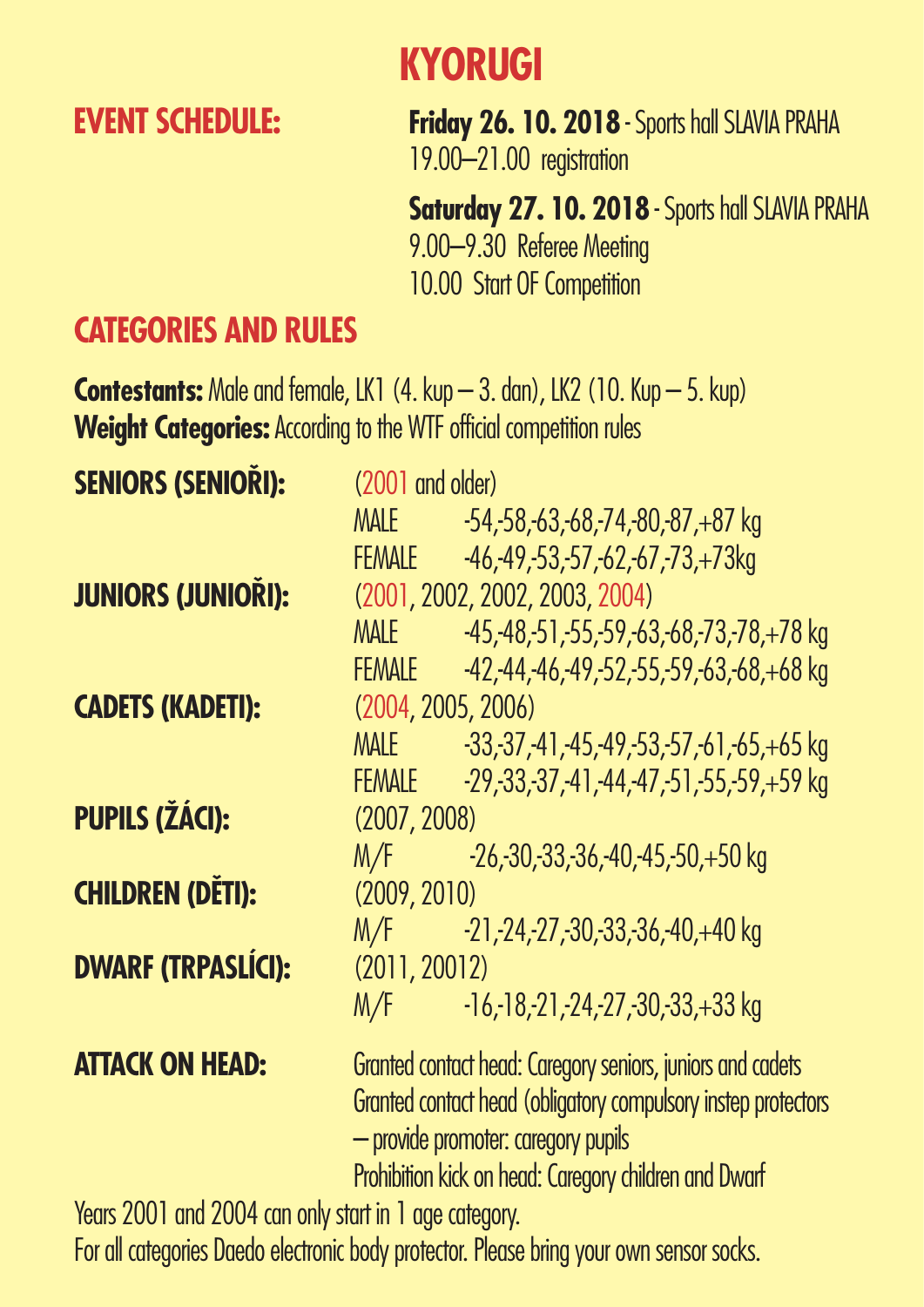# KYORUGI

## EVENT SCHEDULE:

**Friday 26. 10. 2018** - Sports hall SLAVIA PRAHA
19.00–21.00 registration

**Saturday 27. 10. 2018** - Sports hall SLAVIA PRAHA
9.00–9.30 Referee Meeting
10.00 Start OF Competition

## CATEGORIES AND RULES

**Contestants:** Male and female, LK1 (4. kup – 3. dan), LK2 (10. Kup – 5. kup)
**Weight Categories:** According to the WTF official competition rules

| | | |
|---|---|---|
| **SENIORS (SENIOŘI):** | (2001 and older) | |
| | MALE | -54,-58,-63,-68,-74,-80,-87,+87 kg |
| | FEMALE | -46,-49,-53,-57,-62,-67,-73,+73kg |
| **JUNIORS (JUNIOŘI):** | (2001, 2002, 2002, 2003, 2004) | |
| | MALE | -45,-48,-51,-55,-59,-63,-68,-73,-78,+78 kg |
| | FEMALE | -42,-44,-46,-49,-52,-55,-59,-63,-68,+68 kg |
| **CADETS (KADETI):** | (2004, 2005, 2006) | |
| | MALE | -33,-37,-41,-45,-49,-53,-57,-61,-65,+65 kg |
| | FEMALE | -29,-33,-37,-41,-44,-47,-51,-55,-59,+59 kg |
| **PUPILS (ŽÁCI):** | (2007, 2008) | |
| | M/F | -26,-30,-33,-36,-40,-45,-50,+50 kg |
| **CHILDREN (DĚTI):** | (2009, 2010) | |
| | M/F | -21,-24,-27,-30,-33,-36,-40,+40 kg |
| **DWARF (TRPASLÍCI):** | (2011, 20012) | |
| | M/F | -16,-18,-21,-24,-27,-30,-33,+33 kg |

**ATTACK ON HEAD:**
Granted contact head: Caregory seniors, juniors and cadets
Granted contact head (obligatory compulsory instep protectors – provide promoter: caregory pupils
Prohibition kick on head: Caregory children and Dwarf

Years 2001 and 2004 can only start in 1 age category.
For all categories Daedo electronic body protector. Please bring your own sensor socks.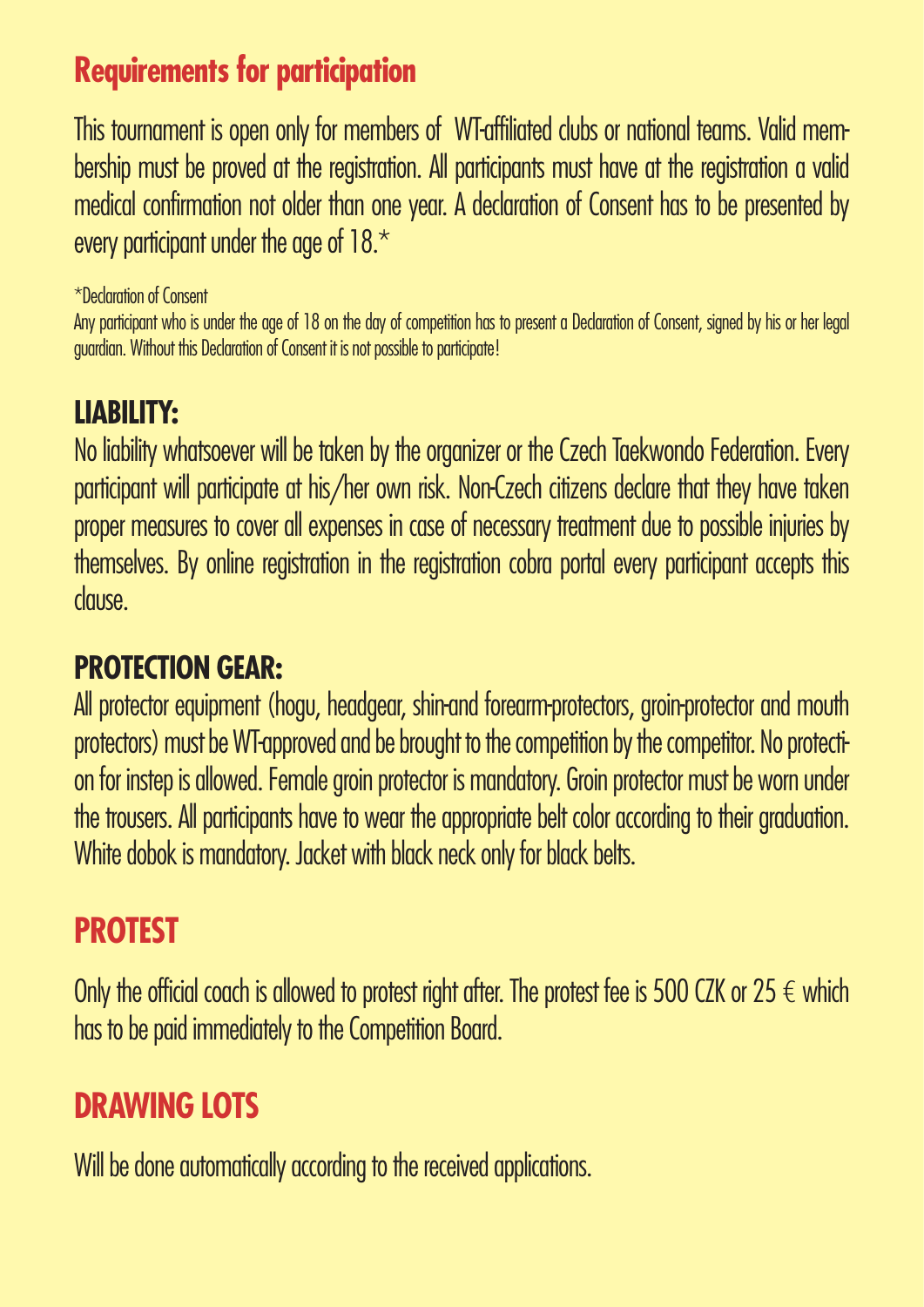## Requirements for participation

This tournament is open only for members of WT-affiliated clubs or national teams. Valid membership must be proved at the registration. All participants must have at the registration a valid medical confirmation not older than one year. A declaration of Consent has to be presented by every participant under the age of 18.*

*Declaration of Consent
Any participant who is under the age of 18 on the day of competition has to present a Declaration of Consent, signed by his or her legal guardian. Without this Declaration of Consent it is not possible to participate!

### LIABILITY:

No liability whatsoever will be taken by the organizer or the Czech Taekwondo Federation. Every participant will participate at his/her own risk. Non-Czech citizens declare that they have taken proper measures to cover all expenses in case of necessary treatment due to possible injuries by themselves. By online registration in the registration cobra portal every participant accepts this clause.

### PROTECTION GEAR:

All protector equipment (hogu, headgear, shin-and forearm-protectors, groin-protector and mouth protectors) must be WT-approved and be brought to the competition by the competitor. No protection for instep is allowed. Female groin protector is mandatory. Groin protector must be worn under the trousers. All participants have to wear the appropriate belt color according to their graduation. White dobok is mandatory. Jacket with black neck only for black belts.

## PROTEST

Only the official coach is allowed to protest right after. The protest fee is 500 CZK or 25 € which has to be paid immediately to the Competition Board.

## DRAWING LOTS

Will be done automatically according to the received applications.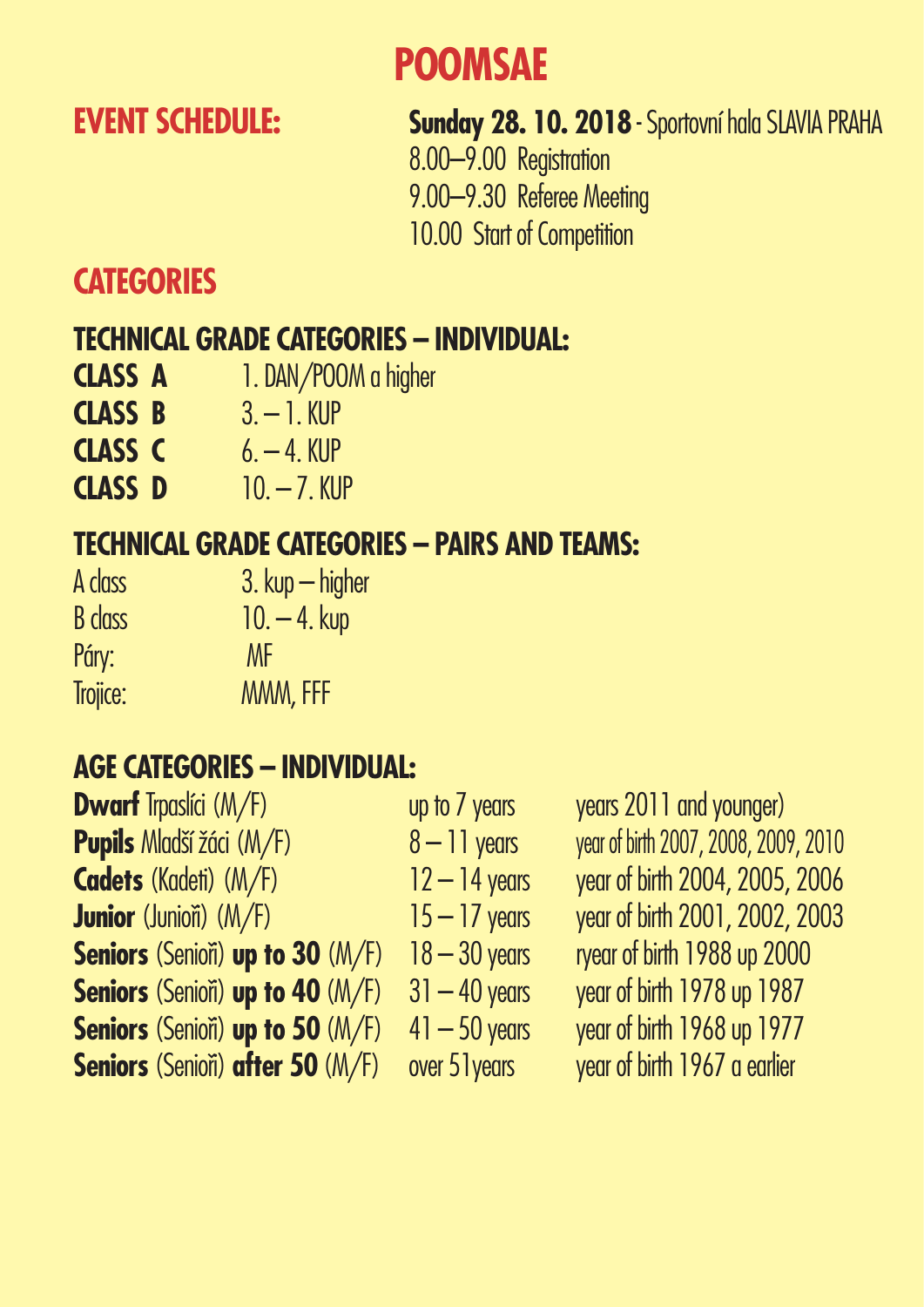# POOMSAE

**EVENT SCHEDULE:**

**Sunday 28. 10. 2018** - Sportovní hala SLAVIA PRAHA
8.00–9.00 Registration
9.00–9.30 Referee Meeting
10.00 Start of Competition

## CATEGORIES

### TECHNICAL GRADE CATEGORIES – INDIVIDUAL:

| | |
|---|---|
| **CLASS A** | 1. DAN/POOM a higher |
| **CLASS B** | 3. – 1. KUP |
| **CLASS C** | 6. – 4. KUP |
| **CLASS D** | 10. – 7. KUP |

### TECHNICAL GRADE CATEGORIES – PAIRS AND TEAMS:

| | |
|---|---|
| A class | 3. kup – higher |
| B class | 10. – 4. kup |
| Páry: | MF |
| Trojice: | MMM, FFF |

### AGE CATEGORIES – INDIVIDUAL:

| | | |
|---|---|---|
| **Dwarf** Trpaslíci (M/F) | up to 7 years | years 2011 and younger) |
| **Pupils** Mladší žáci (M/F) | 8 – 11 years | year of birth 2007, 2008, 2009, 2010 |
| **Cadets** (Kadeti) (M/F) | 12 – 14 years | year of birth 2004, 2005, 2006 |
| **Junior** (Junioři) (M/F) | 15 – 17 years | year of birth 2001, 2002, 2003 |
| **Seniors** (Senioři) **up to 30** (M/F) | 18 – 30 years | ryear of birth 1988 up 2000 |
| **Seniors** (Senioři) **up to 40** (M/F) | 31 – 40 years | year of birth 1978 up 1987 |
| **Seniors** (Senioři) **up to 50** (M/F) | 41 – 50 years | year of birth 1968 up 1977 |
| **Seniors** (Senioři) **after 50** (M/F) | over 51years | year of birth 1967 a earlier |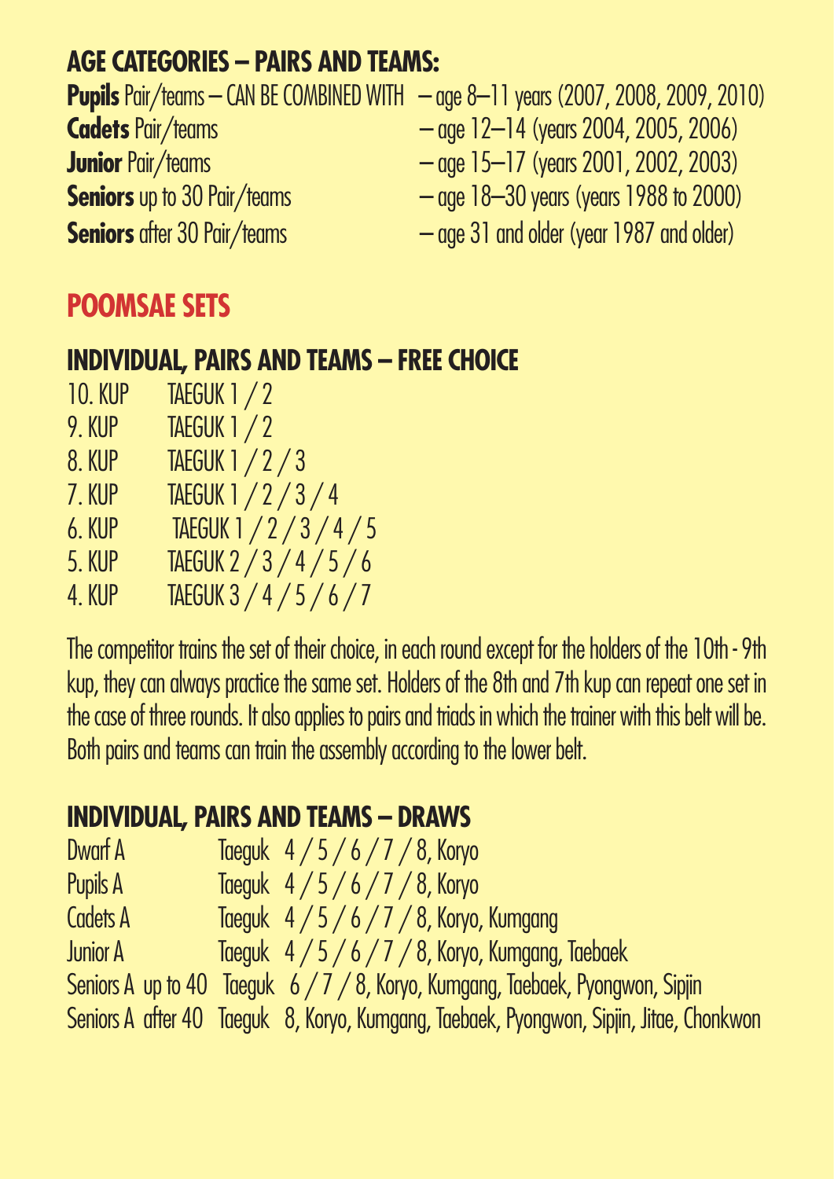## AGE CATEGORIES – PAIRS AND TEAMS:

**Pupils** Pair/teams – CAN BE COMBINED WITH – age 8–11 years (2007, 2008, 2009, 2010)
**Cadets** Pair/teams – age 12–14 (years 2004, 2005, 2006)
**Junior** Pair/teams – age 15–17 (years 2001, 2002, 2003)
**Seniors** up to 30 Pair/teams – age 18–30 years (years 1988 to 2000)
**Seniors** after 30 Pair/teams – age 31 and older (year 1987 and older)

## POOMSAE SETS

### INDIVIDUAL, PAIRS AND TEAMS – FREE CHOICE

| | |
|---|---|
| 10. KUP | TAEGUK 1 / 2 |
| 9. KUP | TAEGUK 1 / 2 |
| 8. KUP | TAEGUK 1 / 2 / 3 |
| 7. KUP | TAEGUK 1 / 2 / 3 / 4 |
| 6. KUP | TAEGUK 1 / 2 / 3 / 4 / 5 |
| 5. KUP | TAEGUK 2 / 3 / 4 / 5 / 6 |
| 4. KUP | TAEGUK 3 / 4 / 5 / 6 / 7 |

The competitor trains the set of their choice, in each round except for the holders of the 10th - 9th kup, they can always practice the same set. Holders of the 8th and 7th kup can repeat one set in the case of three rounds. It also applies to pairs and triads in which the trainer with this belt will be. Both pairs and teams can train the assembly according to the lower belt.

### INDIVIDUAL, PAIRS AND TEAMS – DRAWS

| | |
|---|---|
| Dwarf A | Taeguk 4 / 5 / 6 / 7 / 8, Koryo |
| Pupils A | Taeguk 4 / 5 / 6 / 7 / 8, Koryo |
| Cadets A | Taeguk 4 / 5 / 6 / 7 / 8, Koryo, Kumgang |
| Junior A | Taeguk 4 / 5 / 6 / 7 / 8, Koryo, Kumgang, Taebaek |
| Seniors A up to 40 | Taeguk 6 / 7 / 8, Koryo, Kumgang, Taebaek, Pyongwon, Sipjin |
| Seniors A after 40 | Taeguk 8, Koryo, Kumgang, Taebaek, Pyongwon, Sipjin, Jitae, Chonkwon |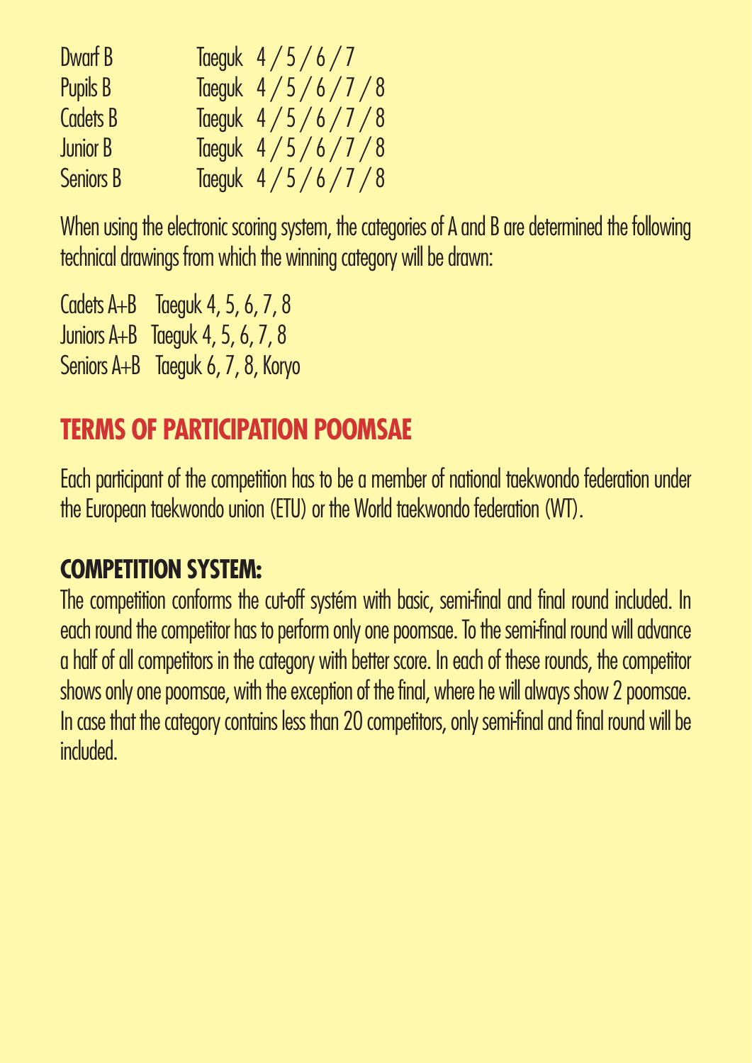| | |
|---|---|
| Dwarf B | Taeguk 4 / 5 / 6 / 7 |
| Pupils B | Taeguk 4 / 5 / 6 / 7 / 8 |
| Cadets B | Taeguk 4 / 5 / 6 / 7 / 8 |
| Junior B | Taeguk 4 / 5 / 6 / 7 / 8 |
| Seniors B | Taeguk 4 / 5 / 6 / 7 / 8 |

When using the electronic scoring system, the categories of A and B are determined the following technical drawings from which the winning category will be drawn:

Cadets A+B Taeguk 4, 5, 6, 7, 8
Juniors A+B Taeguk 4, 5, 6, 7, 8
Seniors A+B Taeguk 6, 7, 8, Koryo

## TERMS OF PARTICIPATION POOMSAE

Each participant of the competition has to be a member of national taekwondo federation under the European taekwondo union (ETU) or the World taekwondo federation (WT).

### COMPETITION SYSTEM:

The competition conforms the cut-off systém with basic, semi-final and final round included. In each round the competitor has to perform only one poomsae. To the semi-final round will advance a half of all competitors in the category with better score. In each of these rounds, the competitor shows only one poomsae, with the exception of the final, where he will always show 2 poomsae. In case that the category contains less than 20 competitors, only semi-final and final round will be included.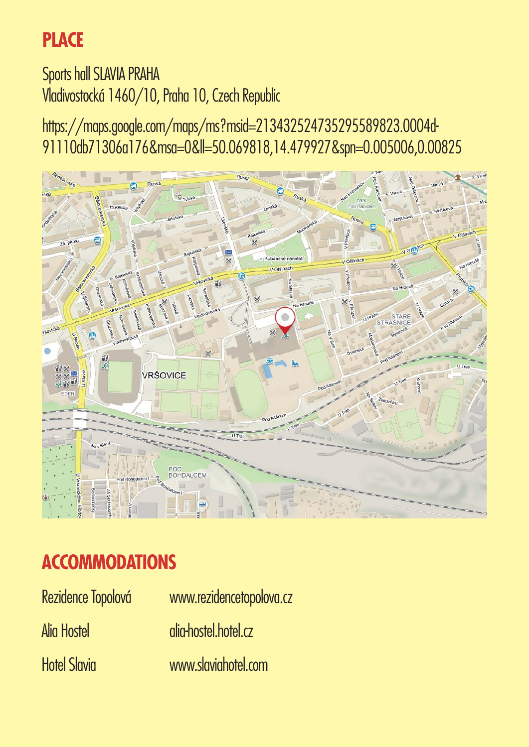## PLACE

Sports hall SLAVIA PRAHA
Vladivostocká 1460/10, Praha 10, Czech Republic

https://maps.google.com/maps/ms?msid=213432524735295589823.0004d-91110db71306a176&msa=0&ll=50.069818,14.479927&spn=0.005006,0.00825

## ACCOMMODATIONS

| | |
|---|---|
| Rezidence Topolová | www.rezidencetopolova.cz |
| Alia Hostel | alia-hostel.hotel.cz |
| Hotel Slavia | www.slaviahotel.com |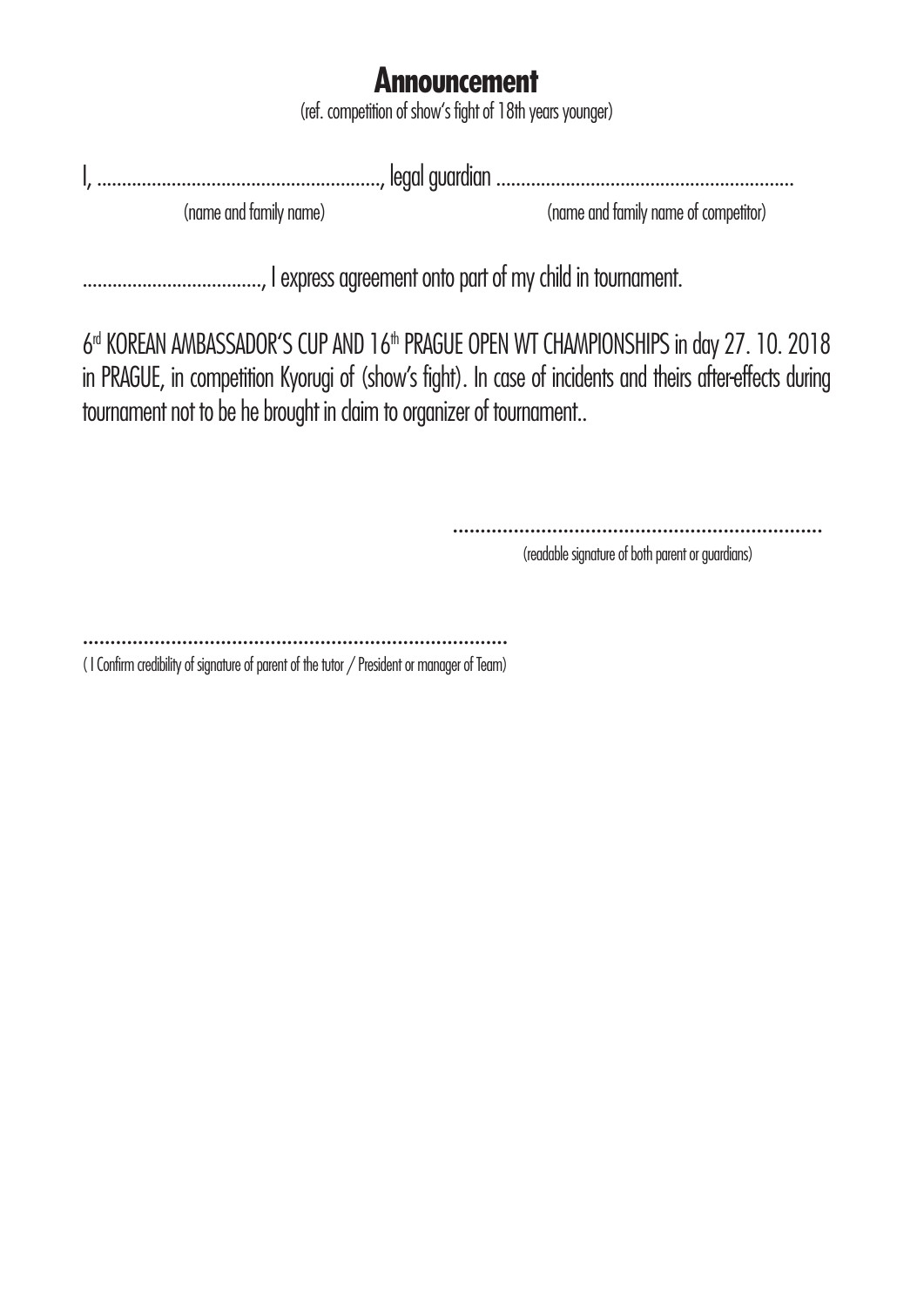# Announcement

(ref. competition of show's fight of 18th years younger)

I, ........................................................, legal guardian ...........................................................

(name and family name) (name and family name of competitor)

...................................., I express agreement onto part of my child in tournament.

6[rd] KOREAN AMBASSADOR'S CUP AND 16[th] PRAGUE OPEN WT CHAMPIONSHIPS in day 27. 10. 2018 in PRAGUE, in competition Kyorugi of (show's fight). In case of incidents and theirs after-effects during tournament not to be he brought in claim to organizer of tournament..

...................................................................

(readable signature of both parent or guardians)

...............................................................................

( I Confirm credibility of signature of parent of the tutor / President or manager of Team)